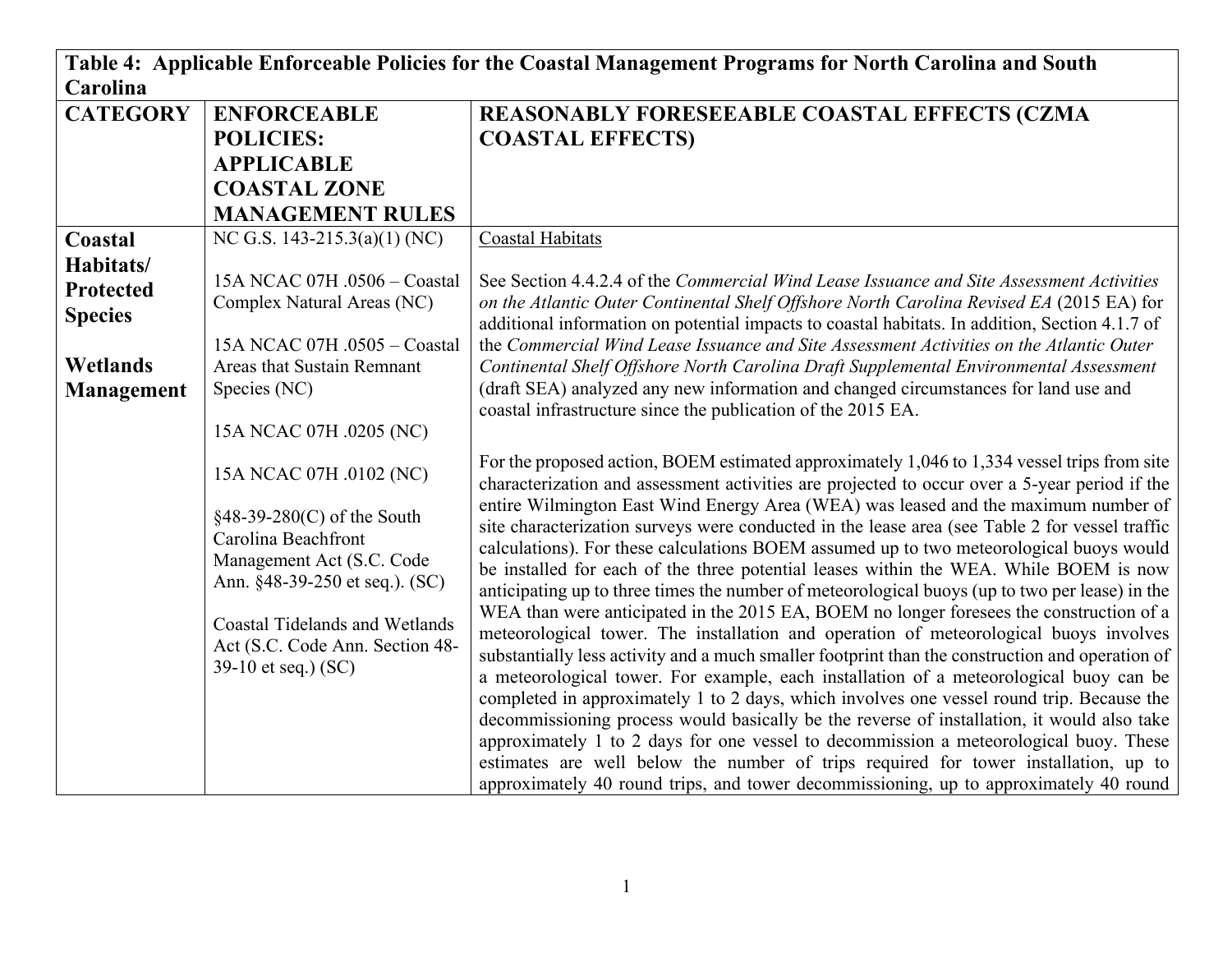| Table 4: Applicable Enforceable Policies for the Coastal Management Programs for North Carolina and South Carolina | | |
|---|---|---|
| **CATEGORY** | **ENFORCEABLE POLICIES: APPLICABLE COASTAL ZONE MANAGEMENT RULES** | **REASONABLY FORESEEABLE COASTAL EFFECTS (CZMA COASTAL EFFECTS)** |
| **Coastal Habitats/ Protected Species**<br><br>**Wetlands Management** | NC G.S. 143-215.3(a)(1) (NC)<br><br>15A NCAC 07H .0506 – Coastal Complex Natural Areas (NC)<br><br>15A NCAC 07H .0505 – Coastal Areas that Sustain Remnant Species (NC)<br><br>15A NCAC 07H .0205 (NC)<br><br>15A NCAC 07H .0102 (NC)<br><br>§48-39-280(C) of the South Carolina Beachfront Management Act (S.C. Code Ann. §48-39-250 et seq.). (SC)<br><br>Coastal Tidelands and Wetlands Act (S.C. Code Ann. Section 48-39-10 et seq.) (SC) | Coastal Habitats<br><br>See Section 4.4.2.4 of the *Commercial Wind Lease Issuance and Site Assessment Activities on the Atlantic Outer Continental Shelf Offshore North Carolina Revised EA* (2015 EA) for additional information on potential impacts to coastal habitats. In addition, Section 4.1.7 of the *Commercial Wind Lease Issuance and Site Assessment Activities on the Atlantic Outer Continental Shelf Offshore North Carolina Draft Supplemental Environmental Assessment* (draft SEA) analyzed any new information and changed circumstances for land use and coastal infrastructure since the publication of the 2015 EA.<br><br>For the proposed action, BOEM estimated approximately 1,046 to 1,334 vessel trips from site characterization and assessment activities are projected to occur over a 5-year period if the entire Wilmington East Wind Energy Area (WEA) was leased and the maximum number of site characterization surveys were conducted in the lease area (see Table 2 for vessel traffic calculations). For these calculations BOEM assumed up to two meteorological buoys would be installed for each of the three potential leases within the WEA. While BOEM is now anticipating up to three times the number of meteorological buoys (up to two per lease) in the WEA than were anticipated in the 2015 EA, BOEM no longer foresees the construction of a meteorological tower. The installation and operation of meteorological buoys involves substantially less activity and a much smaller footprint than the construction and operation of a meteorological tower. For example, each installation of a meteorological buoy can be completed in approximately 1 to 2 days, which involves one vessel round trip. Because the decommissioning process would basically be the reverse of installation, it would also take approximately 1 to 2 days for one vessel to decommission a meteorological buoy. These estimates are well below the number of trips required for tower installation, up to approximately 40 round trips, and tower decommissioning, up to approximately 40 round |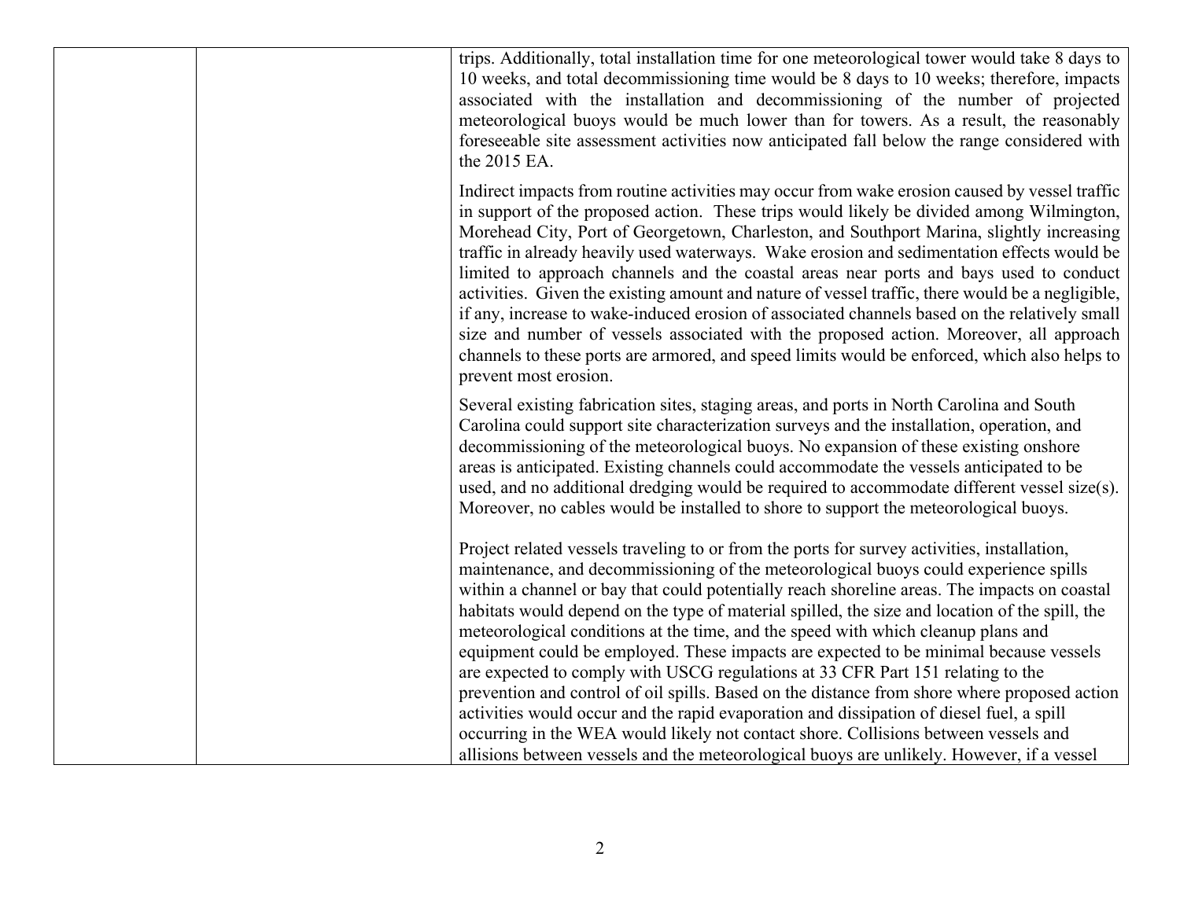| | | trips. Additionally, total installation time for one meteorological tower would take 8 days to 10 weeks, and total decommissioning time would be 8 days to 10 weeks; therefore, impacts associated with the installation and decommissioning of the number of projected meteorological buoys would be much lower than for towers. As a result, the reasonably foreseeable site assessment activities now anticipated fall below the range considered with the 2015 EA.<br><br>Indirect impacts from routine activities may occur from wake erosion caused by vessel traffic in support of the proposed action. These trips would likely be divided among Wilmington, Morehead City, Port of Georgetown, Charleston, and Southport Marina, slightly increasing traffic in already heavily used waterways. Wake erosion and sedimentation effects would be limited to approach channels and the coastal areas near ports and bays used to conduct activities. Given the existing amount and nature of vessel traffic, there would be a negligible, if any, increase to wake-induced erosion of associated channels based on the relatively small size and number of vessels associated with the proposed action. Moreover, all approach channels to these ports are armored, and speed limits would be enforced, which also helps to prevent most erosion.<br><br>Several existing fabrication sites, staging areas, and ports in North Carolina and South Carolina could support site characterization surveys and the installation, operation, and decommissioning of the meteorological buoys. No expansion of these existing onshore areas is anticipated. Existing channels could accommodate the vessels anticipated to be used, and no additional dredging would be required to accommodate different vessel size(s). Moreover, no cables would be installed to shore to support the meteorological buoys.<br><br>Project related vessels traveling to or from the ports for survey activities, installation, maintenance, and decommissioning of the meteorological buoys could experience spills within a channel or bay that could potentially reach shoreline areas. The impacts on coastal habitats would depend on the type of material spilled, the size and location of the spill, the meteorological conditions at the time, and the speed with which cleanup plans and equipment could be employed. These impacts are expected to be minimal because vessels are expected to comply with USCG regulations at 33 CFR Part 151 relating to the prevention and control of oil spills. Based on the distance from shore where proposed action activities would occur and the rapid evaporation and dissipation of diesel fuel, a spill occurring in the WEA would likely not contact shore. Collisions between vessels and allisions between vessels and the meteorological buoys are unlikely. However, if a vessel |
|---|---|---|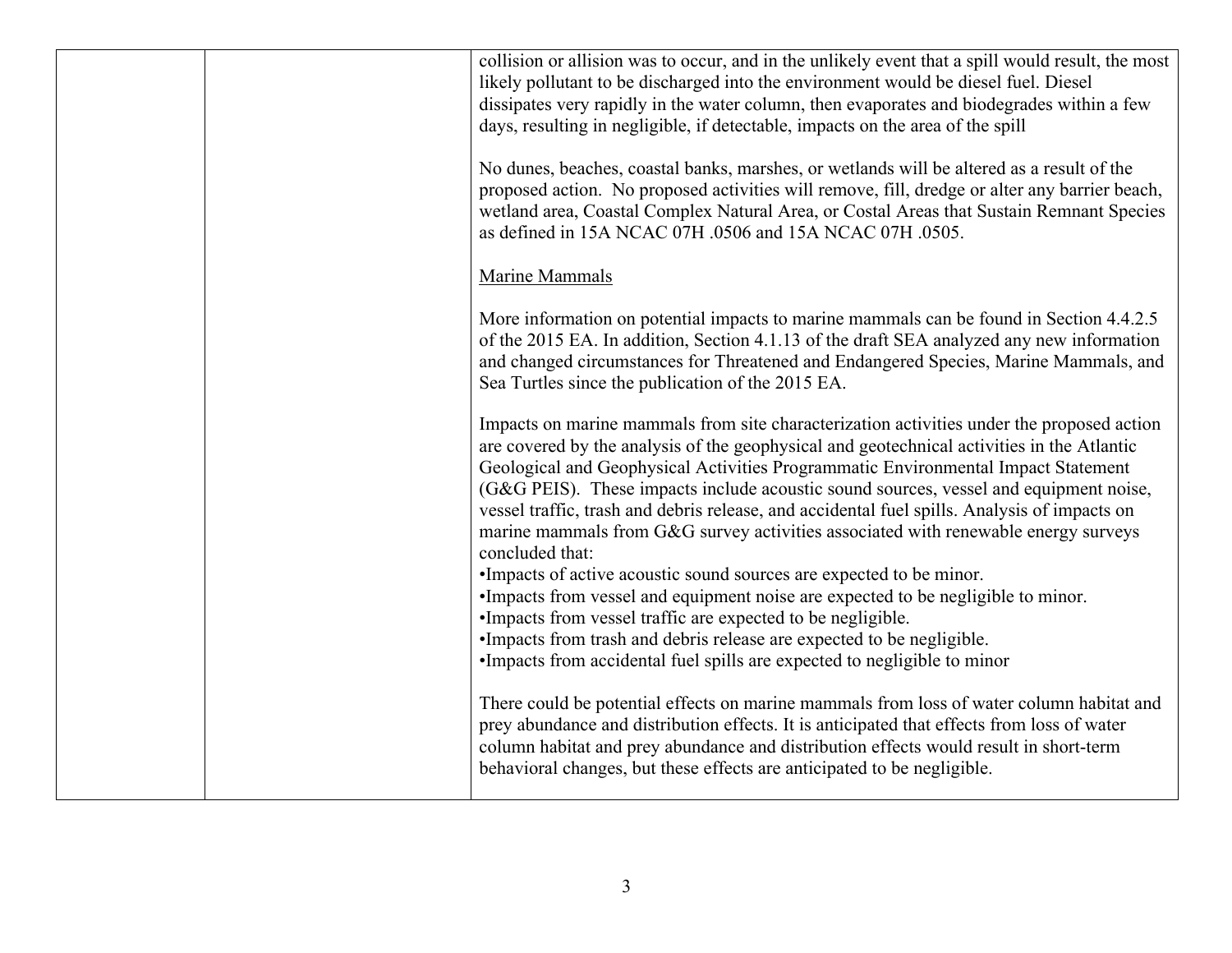| | | collision or allision was to occur, and in the unlikely event that a spill would result, the most likely pollutant to be discharged into the environment would be diesel fuel. Diesel dissipates very rapidly in the water column, then evaporates and biodegrades within a few days, resulting in negligible, if detectable, impacts on the area of the spill<br><br>No dunes, beaches, coastal banks, marshes, or wetlands will be altered as a result of the proposed action. No proposed activities will remove, fill, dredge or alter any barrier beach, wetland area, Coastal Complex Natural Area, or Costal Areas that Sustain Remnant Species as defined in 15A NCAC 07H .0506 and 15A NCAC 07H .0505.<br><br><u>Marine Mammals</u><br><br>More information on potential impacts to marine mammals can be found in Section 4.4.2.5 of the 2015 EA. In addition, Section 4.1.13 of the draft SEA analyzed any new information and changed circumstances for Threatened and Endangered Species, Marine Mammals, and Sea Turtles since the publication of the 2015 EA.<br><br>Impacts on marine mammals from site characterization activities under the proposed action are covered by the analysis of the geophysical and geotechnical activities in the Atlantic Geological and Geophysical Activities Programmatic Environmental Impact Statement (G&G PEIS). These impacts include acoustic sound sources, vessel and equipment noise, vessel traffic, trash and debris release, and accidental fuel spills. Analysis of impacts on marine mammals from G&G survey activities associated with renewable energy surveys concluded that:<br>•Impacts of active acoustic sound sources are expected to be minor.<br>•Impacts from vessel and equipment noise are expected to be negligible to minor.<br>•Impacts from vessel traffic are expected to be negligible.<br>•Impacts from trash and debris release are expected to be negligible.<br>•Impacts from accidental fuel spills are expected to negligible to minor<br><br>There could be potential effects on marine mammals from loss of water column habitat and prey abundance and distribution effects. It is anticipated that effects from loss of water column habitat and prey abundance and distribution effects would result in short-term behavioral changes, but these effects are anticipated to be negligible. |
|---|---|---|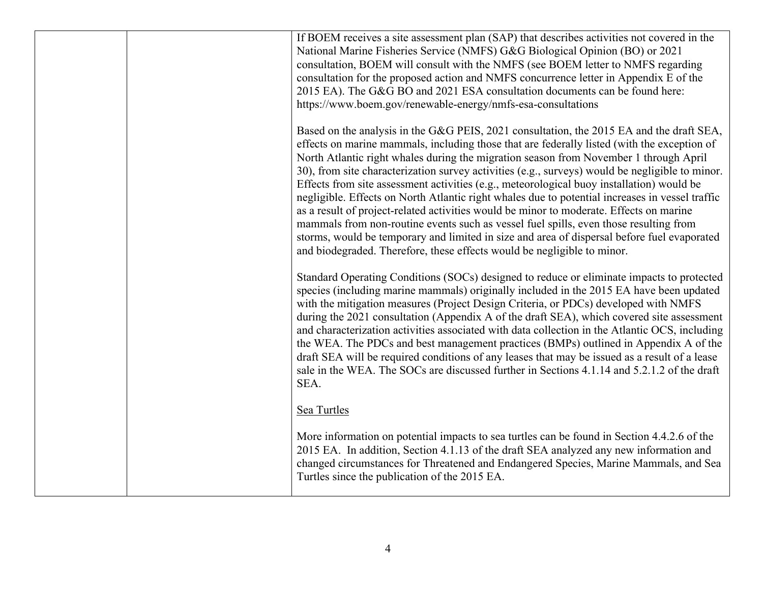| | | |
|---|---|---|
| | | If BOEM receives a site assessment plan (SAP) that describes activities not covered in the National Marine Fisheries Service (NMFS) G&G Biological Opinion (BO) or 2021 consultation, BOEM will consult with the NMFS (see BOEM letter to NMFS regarding consultation for the proposed action and NMFS concurrence letter in Appendix E of the 2015 EA). The G&G BO and 2021 ESA consultation documents can be found here: https://www.boem.gov/renewable-energy/nmfs-esa-consultations<br><br>Based on the analysis in the G&G PEIS, 2021 consultation, the 2015 EA and the draft SEA, effects on marine mammals, including those that are federally listed (with the exception of North Atlantic right whales during the migration season from November 1 through April 30), from site characterization survey activities (e.g., surveys) would be negligible to minor. Effects from site assessment activities (e.g., meteorological buoy installation) would be negligible. Effects on North Atlantic right whales due to potential increases in vessel traffic as a result of project-related activities would be minor to moderate. Effects on marine mammals from non-routine events such as vessel fuel spills, even those resulting from storms, would be temporary and limited in size and area of dispersal before fuel evaporated and biodegraded. Therefore, these effects would be negligible to minor.<br><br>Standard Operating Conditions (SOCs) designed to reduce or eliminate impacts to protected species (including marine mammals) originally included in the 2015 EA have been updated with the mitigation measures (Project Design Criteria, or PDCs) developed with NMFS during the 2021 consultation (Appendix A of the draft SEA), which covered site assessment and characterization activities associated with data collection in the Atlantic OCS, including the WEA. The PDCs and best management practices (BMPs) outlined in Appendix A of the draft SEA will be required conditions of any leases that may be issued as a result of a lease sale in the WEA. The SOCs are discussed further in Sections 4.1.14 and 5.2.1.2 of the draft SEA.<br><br><u>Sea Turtles</u><br><br>More information on potential impacts to sea turtles can be found in Section 4.4.2.6 of the 2015 EA. In addition, Section 4.1.13 of the draft SEA analyzed any new information and changed circumstances for Threatened and Endangered Species, Marine Mammals, and Sea Turtles since the publication of the 2015 EA. |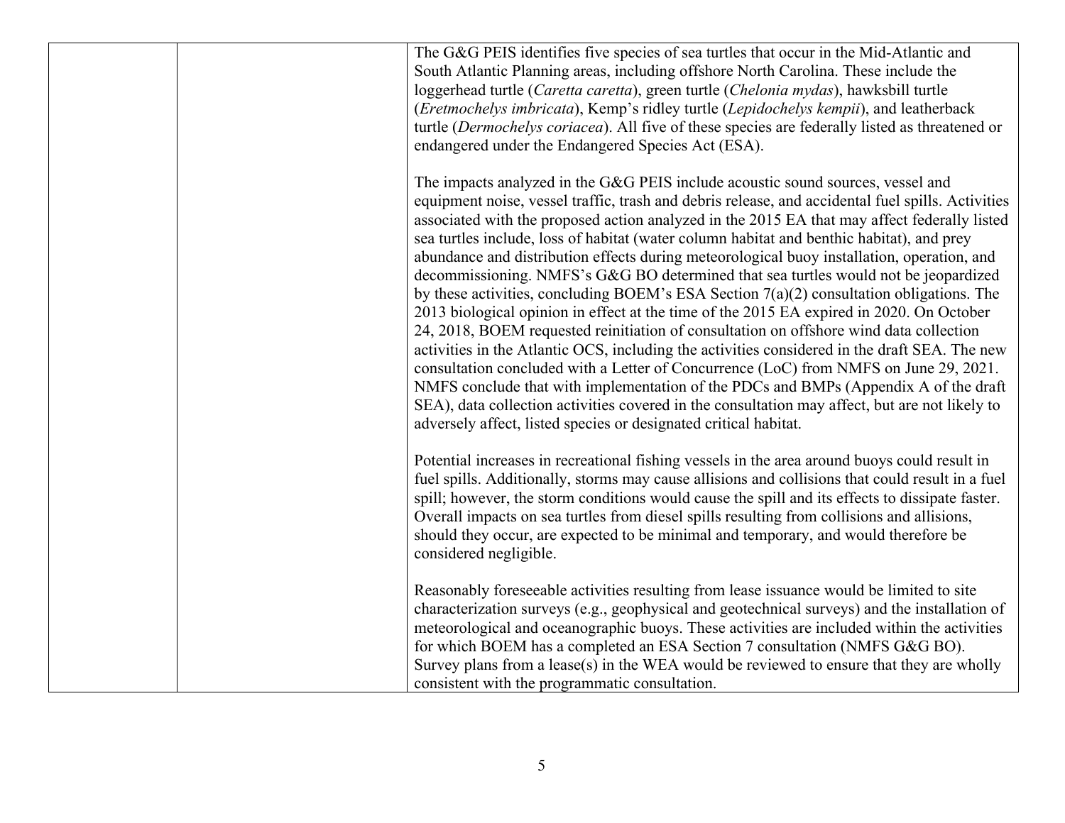| | | |
|---|---|---|
| | | The G&G PEIS identifies five species of sea turtles that occur in the Mid-Atlantic and South Atlantic Planning areas, including offshore North Carolina. These include the loggerhead turtle (*Caretta caretta*), green turtle (*Chelonia mydas*), hawksbill turtle (*Eretmochelys imbricata*), Kemp's ridley turtle (*Lepidochelys kempii*), and leatherback turtle (*Dermochelys coriacea*). All five of these species are federally listed as threatened or endangered under the Endangered Species Act (ESA).<br><br>The impacts analyzed in the G&G PEIS include acoustic sound sources, vessel and equipment noise, vessel traffic, trash and debris release, and accidental fuel spills. Activities associated with the proposed action analyzed in the 2015 EA that may affect federally listed sea turtles include, loss of habitat (water column habitat and benthic habitat), and prey abundance and distribution effects during meteorological buoy installation, operation, and decommissioning. NMFS's G&G BO determined that sea turtles would not be jeopardized by these activities, concluding BOEM's ESA Section 7(a)(2) consultation obligations. The 2013 biological opinion in effect at the time of the 2015 EA expired in 2020. On October 24, 2018, BOEM requested reinitiation of consultation on offshore wind data collection activities in the Atlantic OCS, including the activities considered in the draft SEA. The new consultation concluded with a Letter of Concurrence (LoC) from NMFS on June 29, 2021. NMFS conclude that with implementation of the PDCs and BMPs (Appendix A of the draft SEA), data collection activities covered in the consultation may affect, but are not likely to adversely affect, listed species or designated critical habitat.<br><br>Potential increases in recreational fishing vessels in the area around buoys could result in fuel spills. Additionally, storms may cause allisions and collisions that could result in a fuel spill; however, the storm conditions would cause the spill and its effects to dissipate faster. Overall impacts on sea turtles from diesel spills resulting from collisions and allisions, should they occur, are expected to be minimal and temporary, and would therefore be considered negligible.<br><br>Reasonably foreseeable activities resulting from lease issuance would be limited to site characterization surveys (e.g., geophysical and geotechnical surveys) and the installation of meteorological and oceanographic buoys. These activities are included within the activities for which BOEM has a completed an ESA Section 7 consultation (NMFS G&G BO). Survey plans from a lease(s) in the WEA would be reviewed to ensure that they are wholly consistent with the programmatic consultation. |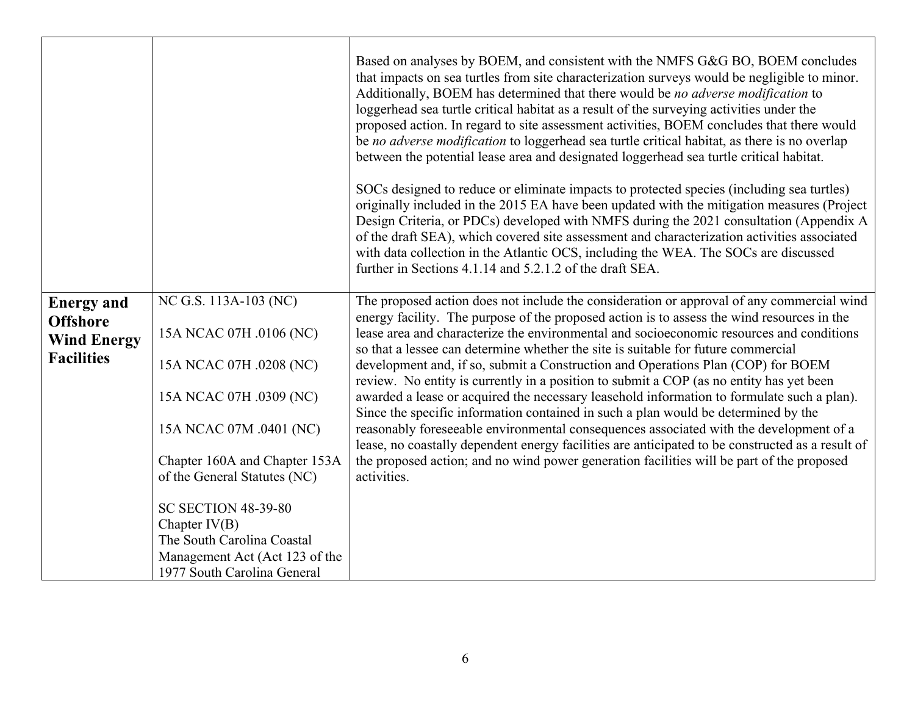| | | |
|---|---|---|
| | | Based on analyses by BOEM, and consistent with the NMFS G&G BO, BOEM concludes that impacts on sea turtles from site characterization surveys would be negligible to minor. Additionally, BOEM has determined that there would be *no adverse modification* to loggerhead sea turtle critical habitat as a result of the surveying activities under the proposed action. In regard to site assessment activities, BOEM concludes that there would be *no adverse modification* to loggerhead sea turtle critical habitat, as there is no overlap between the potential lease area and designated loggerhead sea turtle critical habitat.<br><br>SOCs designed to reduce or eliminate impacts to protected species (including sea turtles) originally included in the 2015 EA have been updated with the mitigation measures (Project Design Criteria, or PDCs) developed with NMFS during the 2021 consultation (Appendix A of the draft SEA), which covered site assessment and characterization activities associated with data collection in the Atlantic OCS, including the WEA. The SOCs are discussed further in Sections 4.1.14 and 5.2.1.2 of the draft SEA. |
| **Energy and Offshore Wind Energy Facilities** | NC G.S. 113A-103 (NC)<br><br>15A NCAC 07H .0106 (NC)<br><br>15A NCAC 07H .0208 (NC)<br><br>15A NCAC 07H .0309 (NC)<br><br>15A NCAC 07M .0401 (NC)<br><br>Chapter 160A and Chapter 153A of the General Statutes (NC)<br><br>SC SECTION 48-39-80 Chapter IV(B) The South Carolina Coastal Management Act (Act 123 of the 1977 South Carolina General | The proposed action does not include the consideration or approval of any commercial wind energy facility. The purpose of the proposed action is to assess the wind resources in the lease area and characterize the environmental and socioeconomic resources and conditions so that a lessee can determine whether the site is suitable for future commercial development and, if so, submit a Construction and Operations Plan (COP) for BOEM review. No entity is currently in a position to submit a COP (as no entity has yet been awarded a lease or acquired the necessary leasehold information to formulate such a plan). Since the specific information contained in such a plan would be determined by the reasonably foreseeable environmental consequences associated with the development of a lease, no coastally dependent energy facilities are anticipated to be constructed as a result of the proposed action; and no wind power generation facilities will be part of the proposed activities. |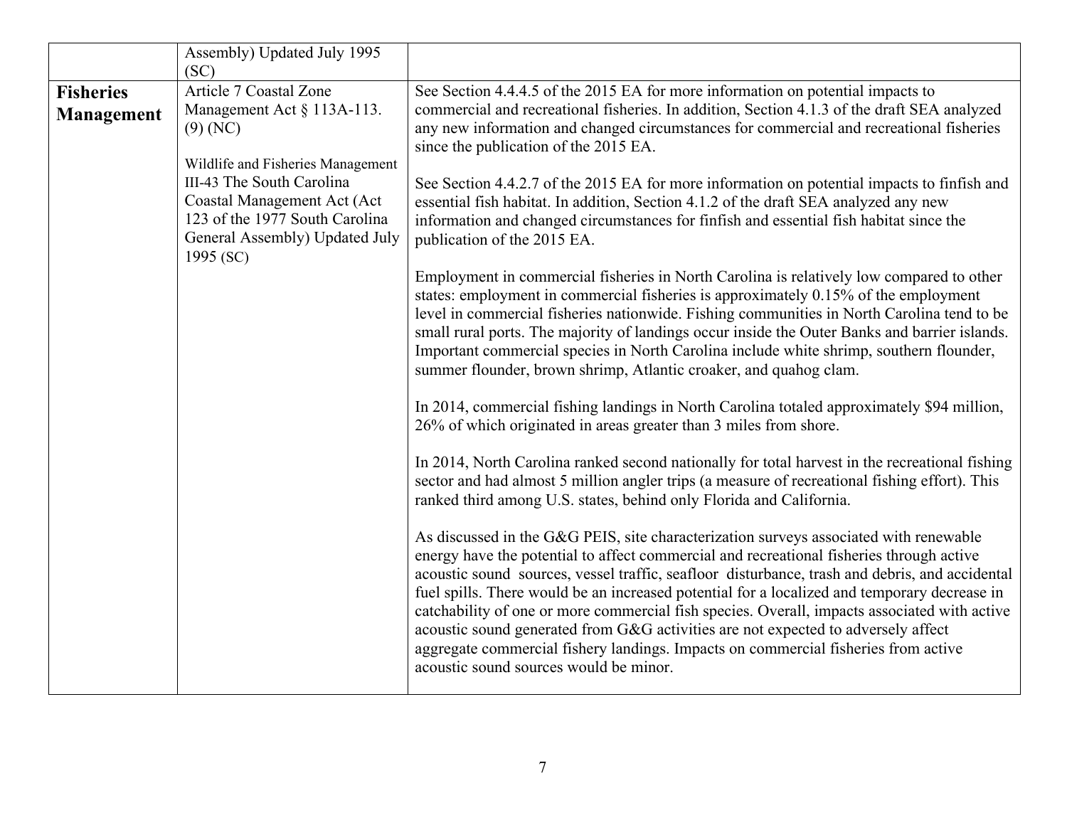| | | |
|---|---|---|
| | Assembly) Updated July 1995 (SC) | |
| **Fisheries Management** | Article 7 Coastal Zone Management Act § 113A-113. (9) (NC)<br><br>Wildlife and Fisheries Management III-43 The South Carolina Coastal Management Act (Act 123 of the 1977 South Carolina General Assembly) Updated July 1995 (SC) | See Section 4.4.4.5 of the 2015 EA for more information on potential impacts to commercial and recreational fisheries. In addition, Section 4.1.3 of the draft SEA analyzed any new information and changed circumstances for commercial and recreational fisheries since the publication of the 2015 EA.<br><br>See Section 4.4.2.7 of the 2015 EA for more information on potential impacts to finfish and essential fish habitat. In addition, Section 4.1.2 of the draft SEA analyzed any new information and changed circumstances for finfish and essential fish habitat since the publication of the 2015 EA.<br><br>Employment in commercial fisheries in North Carolina is relatively low compared to other states: employment in commercial fisheries is approximately 0.15% of the employment level in commercial fisheries nationwide. Fishing communities in North Carolina tend to be small rural ports. The majority of landings occur inside the Outer Banks and barrier islands. Important commercial species in North Carolina include white shrimp, southern flounder, summer flounder, brown shrimp, Atlantic croaker, and quahog clam.<br><br>In 2014, commercial fishing landings in North Carolina totaled approximately $94 million, 26% of which originated in areas greater than 3 miles from shore.<br><br>In 2014, North Carolina ranked second nationally for total harvest in the recreational fishing sector and had almost 5 million angler trips (a measure of recreational fishing effort). This ranked third among U.S. states, behind only Florida and California.<br><br>As discussed in the G&G PEIS, site characterization surveys associated with renewable energy have the potential to affect commercial and recreational fisheries through active acoustic sound sources, vessel traffic, seafloor disturbance, trash and debris, and accidental fuel spills. There would be an increased potential for a localized and temporary decrease in catchability of one or more commercial fish species. Overall, impacts associated with active acoustic sound generated from G&G activities are not expected to adversely affect aggregate commercial fishery landings. Impacts on commercial fisheries from active acoustic sound sources would be minor. |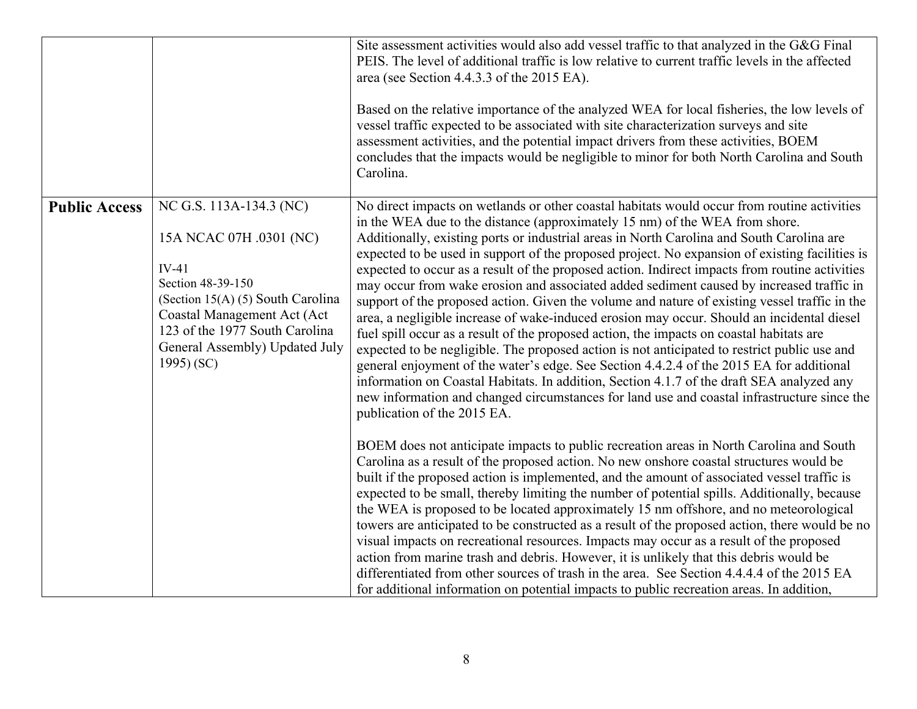| | | |
|---|---|---|
| | | Site assessment activities would also add vessel traffic to that analyzed in the G&G Final PEIS. The level of additional traffic is low relative to current traffic levels in the affected area (see Section 4.4.3.3 of the 2015 EA).<br><br>Based on the relative importance of the analyzed WEA for local fisheries, the low levels of vessel traffic expected to be associated with site characterization surveys and site assessment activities, and the potential impact drivers from these activities, BOEM concludes that the impacts would be negligible to minor for both North Carolina and South Carolina. |
| **Public Access** | NC G.S. 113A-134.3 (NC)<br><br>15A NCAC 07H .0301 (NC)<br><br>IV-41<br>Section 48-39-150<br>(Section 15(A) (5) South Carolina Coastal Management Act (Act 123 of the 1977 South Carolina General Assembly) Updated July 1995) (SC) | No direct impacts on wetlands or other coastal habitats would occur from routine activities in the WEA due to the distance (approximately 15 nm) of the WEA from shore. Additionally, existing ports or industrial areas in North Carolina and South Carolina are expected to be used in support of the proposed project. No expansion of existing facilities is expected to occur as a result of the proposed action. Indirect impacts from routine activities may occur from wake erosion and associated added sediment caused by increased traffic in support of the proposed action. Given the volume and nature of existing vessel traffic in the area, a negligible increase of wake-induced erosion may occur. Should an incidental diesel fuel spill occur as a result of the proposed action, the impacts on coastal habitats are expected to be negligible. The proposed action is not anticipated to restrict public use and general enjoyment of the water's edge. See Section 4.4.2.4 of the 2015 EA for additional information on Coastal Habitats. In addition, Section 4.1.7 of the draft SEA analyzed any new information and changed circumstances for land use and coastal infrastructure since the publication of the 2015 EA.<br><br>BOEM does not anticipate impacts to public recreation areas in North Carolina and South Carolina as a result of the proposed action. No new onshore coastal structures would be built if the proposed action is implemented, and the amount of associated vessel traffic is expected to be small, thereby limiting the number of potential spills. Additionally, because the WEA is proposed to be located approximately 15 nm offshore, and no meteorological towers are anticipated to be constructed as a result of the proposed action, there would be no visual impacts on recreational resources. Impacts may occur as a result of the proposed action from marine trash and debris. However, it is unlikely that this debris would be differentiated from other sources of trash in the area. See Section 4.4.4.4 of the 2015 EA for additional information on potential impacts to public recreation areas. In addition, |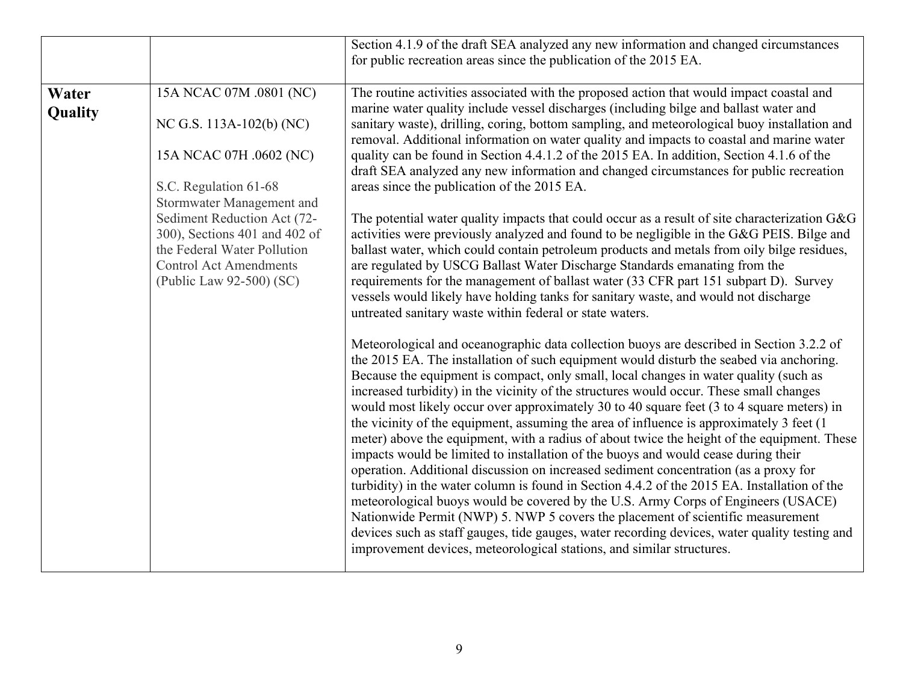| | | |
|---|---|---|
| | | Section 4.1.9 of the draft SEA analyzed any new information and changed circumstances for public recreation areas since the publication of the 2015 EA. |
| **Water Quality** | 15A NCAC 07M .0801 (NC)<br><br>NC G.S. 113A-102(b) (NC)<br><br>15A NCAC 07H .0602 (NC)<br><br>S.C. Regulation 61-68 Stormwater Management and Sediment Reduction Act (72-300), Sections 401 and 402 of the Federal Water Pollution Control Act Amendments (Public Law 92-500) (SC) | The routine activities associated with the proposed action that would impact coastal and marine water quality include vessel discharges (including bilge and ballast water and sanitary waste), drilling, coring, bottom sampling, and meteorological buoy installation and removal. Additional information on water quality and impacts to coastal and marine water quality can be found in Section 4.4.1.2 of the 2015 EA. In addition, Section 4.1.6 of the draft SEA analyzed any new information and changed circumstances for public recreation areas since the publication of the 2015 EA.<br><br>The potential water quality impacts that could occur as a result of site characterization G&G activities were previously analyzed and found to be negligible in the G&G PEIS. Bilge and ballast water, which could contain petroleum products and metals from oily bilge residues, are regulated by USCG Ballast Water Discharge Standards emanating from the requirements for the management of ballast water (33 CFR part 151 subpart D). Survey vessels would likely have holding tanks for sanitary waste, and would not discharge untreated sanitary waste within federal or state waters.<br><br>Meteorological and oceanographic data collection buoys are described in Section 3.2.2 of the 2015 EA. The installation of such equipment would disturb the seabed via anchoring. Because the equipment is compact, only small, local changes in water quality (such as increased turbidity) in the vicinity of the structures would occur. These small changes would most likely occur over approximately 30 to 40 square feet (3 to 4 square meters) in the vicinity of the equipment, assuming the area of influence is approximately 3 feet (1 meter) above the equipment, with a radius of about twice the height of the equipment. These impacts would be limited to installation of the buoys and would cease during their operation. Additional discussion on increased sediment concentration (as a proxy for turbidity) in the water column is found in Section 4.4.2 of the 2015 EA. Installation of the meteorological buoys would be covered by the U.S. Army Corps of Engineers (USACE) Nationwide Permit (NWP) 5. NWP 5 covers the placement of scientific measurement devices such as staff gauges, tide gauges, water recording devices, water quality testing and improvement devices, meteorological stations, and similar structures. |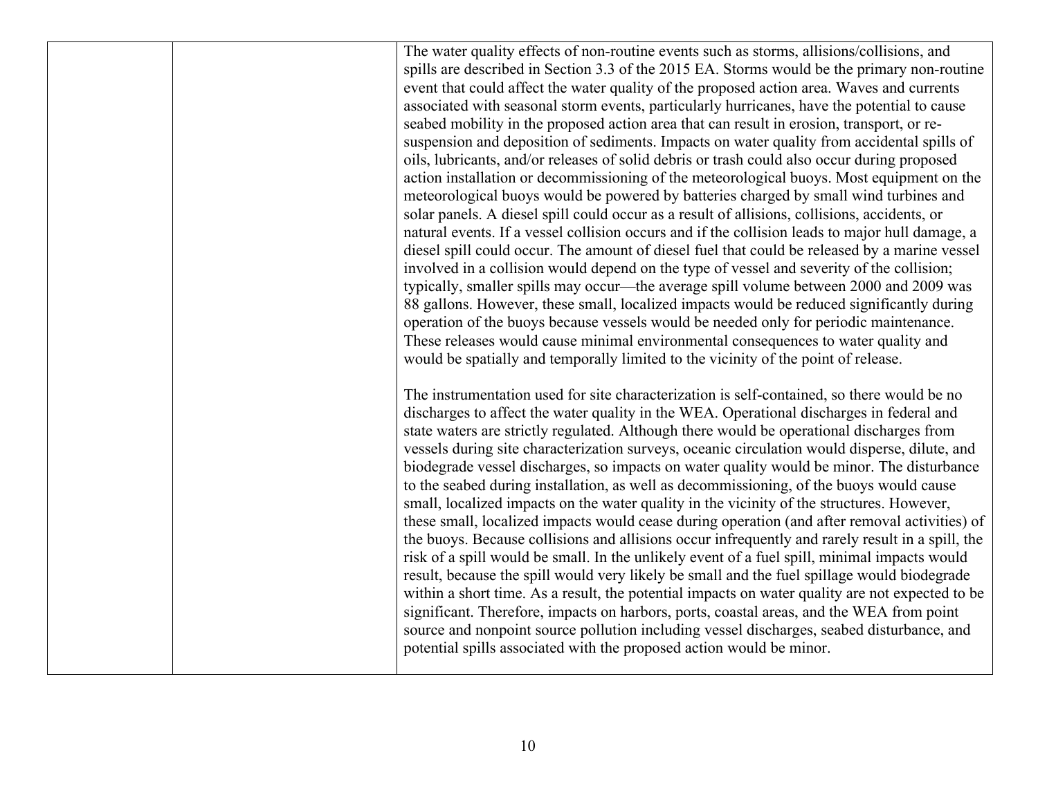|  |  |  |
| --- | --- | --- |
|  |  | The water quality effects of non-routine events such as storms, allisions/collisions, and spills are described in Section 3.3 of the 2015 EA. Storms would be the primary non-routine event that could affect the water quality of the proposed action area. Waves and currents associated with seasonal storm events, particularly hurricanes, have the potential to cause seabed mobility in the proposed action area that can result in erosion, transport, or re-suspension and deposition of sediments. Impacts on water quality from accidental spills of oils, lubricants, and/or releases of solid debris or trash could also occur during proposed action installation or decommissioning of the meteorological buoys. Most equipment on the meteorological buoys would be powered by batteries charged by small wind turbines and solar panels. A diesel spill could occur as a result of allisions, collisions, accidents, or natural events. If a vessel collision occurs and if the collision leads to major hull damage, a diesel spill could occur. The amount of diesel fuel that could be released by a marine vessel involved in a collision would depend on the type of vessel and severity of the collision; typically, smaller spills may occur—the average spill volume between 2000 and 2009 was 88 gallons. However, these small, localized impacts would be reduced significantly during operation of the buoys because vessels would be needed only for periodic maintenance. These releases would cause minimal environmental consequences to water quality and would be spatially and temporally limited to the vicinity of the point of release.<br><br>The instrumentation used for site characterization is self-contained, so there would be no discharges to affect the water quality in the WEA. Operational discharges in federal and state waters are strictly regulated. Although there would be operational discharges from vessels during site characterization surveys, oceanic circulation would disperse, dilute, and biodegrade vessel discharges, so impacts on water quality would be minor. The disturbance to the seabed during installation, as well as decommissioning, of the buoys would cause small, localized impacts on the water quality in the vicinity of the structures. However, these small, localized impacts would cease during operation (and after removal activities) of the buoys. Because collisions and allisions occur infrequently and rarely result in a spill, the risk of a spill would be small. In the unlikely event of a fuel spill, minimal impacts would result, because the spill would very likely be small and the fuel spillage would biodegrade within a short time. As a result, the potential impacts on water quality are not expected to be significant. Therefore, impacts on harbors, ports, coastal areas, and the WEA from point source and nonpoint source pollution including vessel discharges, seabed disturbance, and potential spills associated with the proposed action would be minor. |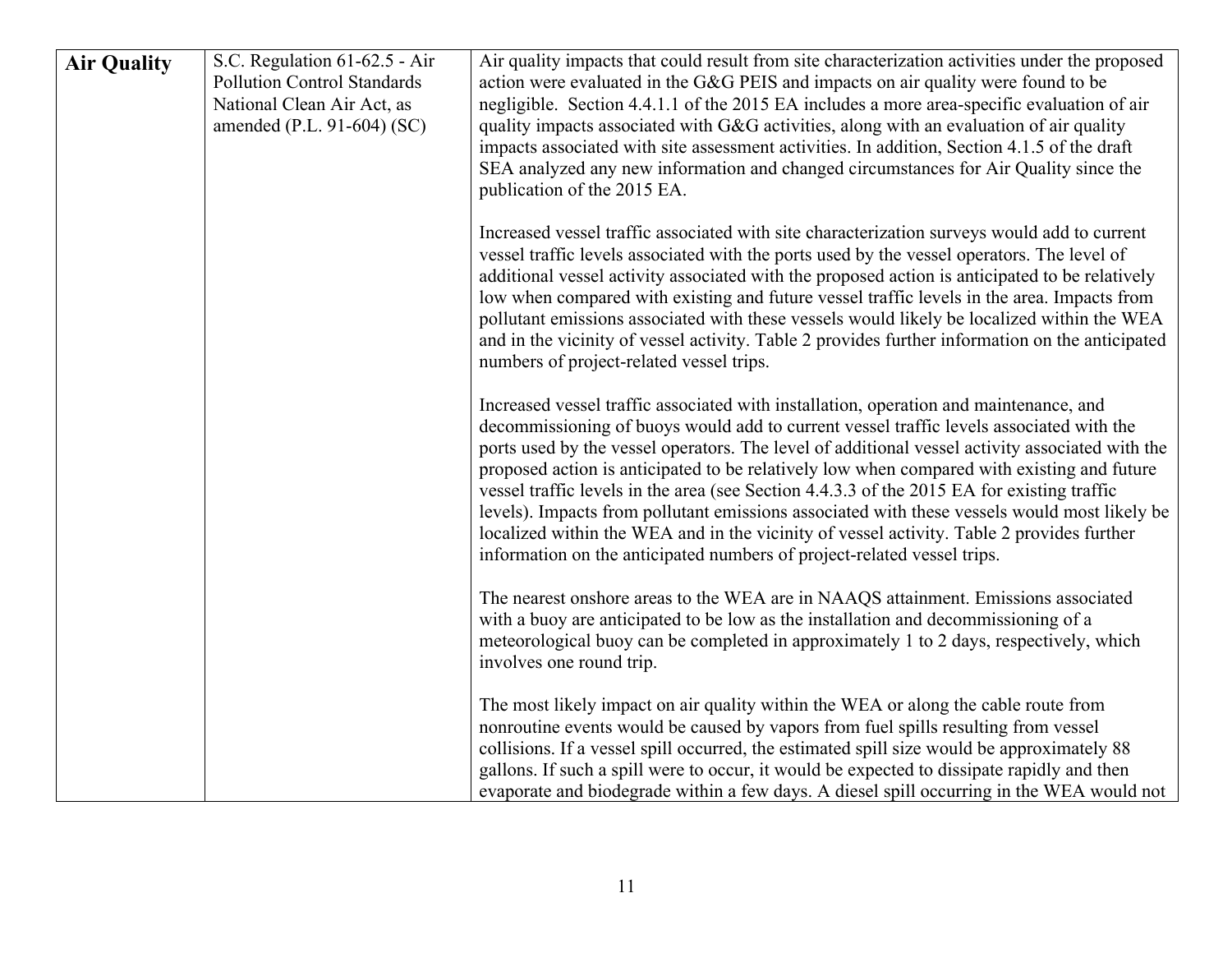| **Air Quality** | S.C. Regulation 61-62.5 - Air Pollution Control Standards National Clean Air Act, as amended (P.L. 91-604) (SC) | Air quality impacts that could result from site characterization activities under the proposed action were evaluated in the G&G PEIS and impacts on air quality were found to be negligible. Section 4.4.1.1 of the 2015 EA includes a more area-specific evaluation of air quality impacts associated with G&G activities, along with an evaluation of air quality impacts associated with site assessment activities. In addition, Section 4.1.5 of the draft SEA analyzed any new information and changed circumstances for Air Quality since the publication of the 2015 EA.<br><br>Increased vessel traffic associated with site characterization surveys would add to current vessel traffic levels associated with the ports used by the vessel operators. The level of additional vessel activity associated with the proposed action is anticipated to be relatively low when compared with existing and future vessel traffic levels in the area. Impacts from pollutant emissions associated with these vessels would likely be localized within the WEA and in the vicinity of vessel activity. Table 2 provides further information on the anticipated numbers of project-related vessel trips.<br><br>Increased vessel traffic associated with installation, operation and maintenance, and decommissioning of buoys would add to current vessel traffic levels associated with the ports used by the vessel operators. The level of additional vessel activity associated with the proposed action is anticipated to be relatively low when compared with existing and future vessel traffic levels in the area (see Section 4.4.3.3 of the 2015 EA for existing traffic levels). Impacts from pollutant emissions associated with these vessels would most likely be localized within the WEA and in the vicinity of vessel activity. Table 2 provides further information on the anticipated numbers of project-related vessel trips.<br><br>The nearest onshore areas to the WEA are in NAAQS attainment. Emissions associated with a buoy are anticipated to be low as the installation and decommissioning of a meteorological buoy can be completed in approximately 1 to 2 days, respectively, which involves one round trip.<br><br>The most likely impact on air quality within the WEA or along the cable route from nonroutine events would be caused by vapors from fuel spills resulting from vessel collisions. If a vessel spill occurred, the estimated spill size would be approximately 88 gallons. If such a spill were to occur, it would be expected to dissipate rapidly and then evaporate and biodegrade within a few days. A diesel spill occurring in the WEA would not |
|---|---|---|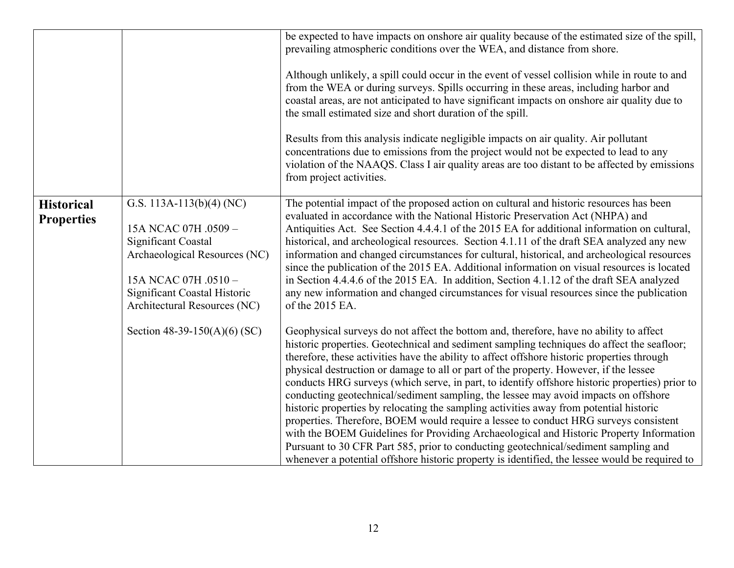| | | |
|---|---|---|
| | | be expected to have impacts on onshore air quality because of the estimated size of the spill, prevailing atmospheric conditions over the WEA, and distance from shore.<br><br>Although unlikely, a spill could occur in the event of vessel collision while in route to and from the WEA or during surveys. Spills occurring in these areas, including harbor and coastal areas, are not anticipated to have significant impacts on onshore air quality due to the small estimated size and short duration of the spill.<br><br>Results from this analysis indicate negligible impacts on air quality. Air pollutant concentrations due to emissions from the project would not be expected to lead to any violation of the NAAQS. Class I air quality areas are too distant to be affected by emissions from project activities. |
| **Historical Properties** | G.S. 113A-113(b)(4) (NC)<br><br>15A NCAC 07H .0509 – Significant Coastal Archaeological Resources (NC)<br><br>15A NCAC 07H .0510 – Significant Coastal Historic Architectural Resources (NC)<br><br>Section 48-39-150(A)(6) (SC) | The potential impact of the proposed action on cultural and historic resources has been evaluated in accordance with the National Historic Preservation Act (NHPA) and Antiquities Act. See Section 4.4.4.1 of the 2015 EA for additional information on cultural, historical, and archeological resources. Section 4.1.11 of the draft SEA analyzed any new information and changed circumstances for cultural, historical, and archeological resources since the publication of the 2015 EA. Additional information on visual resources is located in Section 4.4.4.6 of the 2015 EA. In addition, Section 4.1.12 of the draft SEA analyzed any new information and changed circumstances for visual resources since the publication of the 2015 EA.<br><br>Geophysical surveys do not affect the bottom and, therefore, have no ability to affect historic properties. Geotechnical and sediment sampling techniques do affect the seafloor; therefore, these activities have the ability to affect offshore historic properties through physical destruction or damage to all or part of the property. However, if the lessee conducts HRG surveys (which serve, in part, to identify offshore historic properties) prior to conducting geotechnical/sediment sampling, the lessee may avoid impacts on offshore historic properties by relocating the sampling activities away from potential historic properties. Therefore, BOEM would require a lessee to conduct HRG surveys consistent with the BOEM Guidelines for Providing Archaeological and Historic Property Information Pursuant to 30 CFR Part 585, prior to conducting geotechnical/sediment sampling and whenever a potential offshore historic property is identified, the lessee would be required to |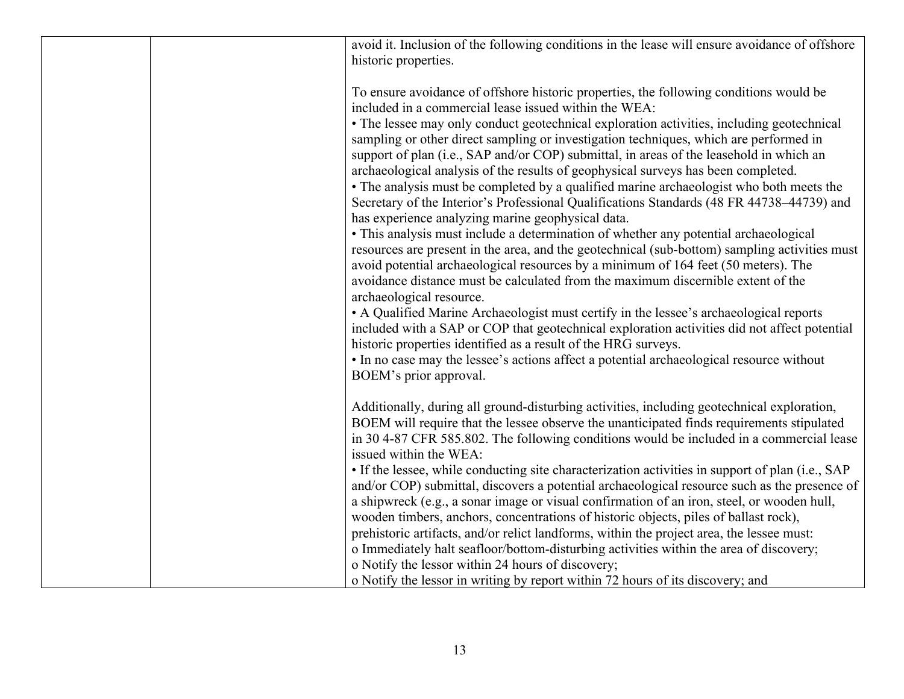| | | |
|---|---|---|
| | | avoid it. Inclusion of the following conditions in the lease will ensure avoidance of offshore historic properties.<br><br>To ensure avoidance of offshore historic properties, the following conditions would be included in a commercial lease issued within the WEA:<br>• The lessee may only conduct geotechnical exploration activities, including geotechnical sampling or other direct sampling or investigation techniques, which are performed in support of plan (i.e., SAP and/or COP) submittal, in areas of the leasehold in which an archaeological analysis of the results of geophysical surveys has been completed.<br>• The analysis must be completed by a qualified marine archaeologist who both meets the Secretary of the Interior's Professional Qualifications Standards (48 FR 44738–44739) and has experience analyzing marine geophysical data.<br>• This analysis must include a determination of whether any potential archaeological resources are present in the area, and the geotechnical (sub-bottom) sampling activities must avoid potential archaeological resources by a minimum of 164 feet (50 meters). The avoidance distance must be calculated from the maximum discernible extent of the archaeological resource.<br>• A Qualified Marine Archaeologist must certify in the lessee's archaeological reports included with a SAP or COP that geotechnical exploration activities did not affect potential historic properties identified as a result of the HRG surveys.<br>• In no case may the lessee's actions affect a potential archaeological resource without BOEM's prior approval.<br><br>Additionally, during all ground-disturbing activities, including geotechnical exploration, BOEM will require that the lessee observe the unanticipated finds requirements stipulated in 30 4-87 CFR 585.802. The following conditions would be included in a commercial lease issued within the WEA:<br>• If the lessee, while conducting site characterization activities in support of plan (i.e., SAP and/or COP) submittal, discovers a potential archaeological resource such as the presence of a shipwreck (e.g., a sonar image or visual confirmation of an iron, steel, or wooden hull, wooden timbers, anchors, concentrations of historic objects, piles of ballast rock), prehistoric artifacts, and/or relict landforms, within the project area, the lessee must:<br>o Immediately halt seafloor/bottom-disturbing activities within the area of discovery;<br>o Notify the lessor within 24 hours of discovery;<br>o Notify the lessor in writing by report within 72 hours of its discovery; and |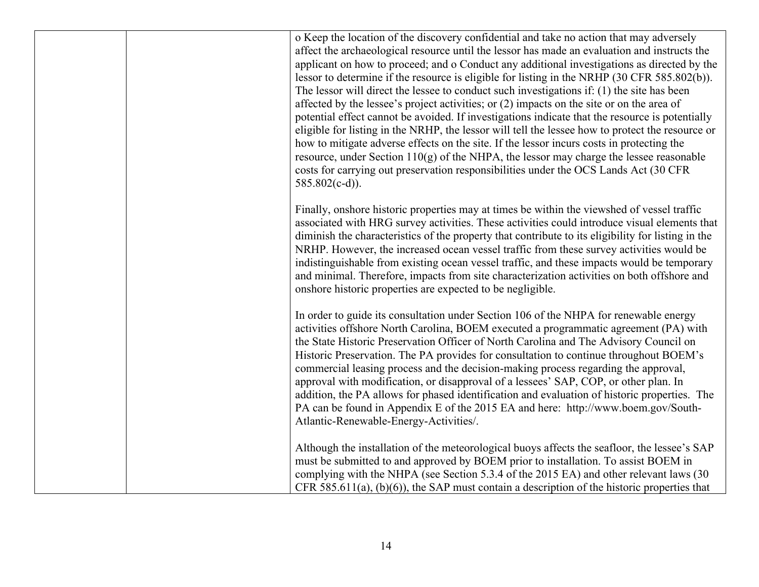| | | o Keep the location of the discovery confidential and take no action that may adversely affect the archaeological resource until the lessor has made an evaluation and instructs the applicant on how to proceed; and o Conduct any additional investigations as directed by the lessor to determine if the resource is eligible for listing in the NRHP (30 CFR 585.802(b)). The lessor will direct the lessee to conduct such investigations if: (1) the site has been affected by the lessee's project activities; or (2) impacts on the site or on the area of potential effect cannot be avoided. If investigations indicate that the resource is potentially eligible for listing in the NRHP, the lessor will tell the lessee how to protect the resource or how to mitigate adverse effects on the site. If the lessor incurs costs in protecting the resource, under Section 110(g) of the NHPA, the lessor may charge the lessee reasonable costs for carrying out preservation responsibilities under the OCS Lands Act (30 CFR 585.802(c-d)).<br><br>Finally, onshore historic properties may at times be within the viewshed of vessel traffic associated with HRG survey activities. These activities could introduce visual elements that diminish the characteristics of the property that contribute to its eligibility for listing in the NRHP. However, the increased ocean vessel traffic from these survey activities would be indistinguishable from existing ocean vessel traffic, and these impacts would be temporary and minimal. Therefore, impacts from site characterization activities on both offshore and onshore historic properties are expected to be negligible.<br><br>In order to guide its consultation under Section 106 of the NHPA for renewable energy activities offshore North Carolina, BOEM executed a programmatic agreement (PA) with the State Historic Preservation Officer of North Carolina and The Advisory Council on Historic Preservation. The PA provides for consultation to continue throughout BOEM's commercial leasing process and the decision-making process regarding the approval, approval with modification, or disapproval of a lessees' SAP, COP, or other plan. In addition, the PA allows for phased identification and evaluation of historic properties. The PA can be found in Appendix E of the 2015 EA and here: http://www.boem.gov/South-Atlantic-Renewable-Energy-Activities/.<br><br>Although the installation of the meteorological buoys affects the seafloor, the lessee's SAP must be submitted to and approved by BOEM prior to installation. To assist BOEM in complying with the NHPA (see Section 5.3.4 of the 2015 EA) and other relevant laws (30 CFR 585.611(a), (b)(6)), the SAP must contain a description of the historic properties that |
|---|---|---|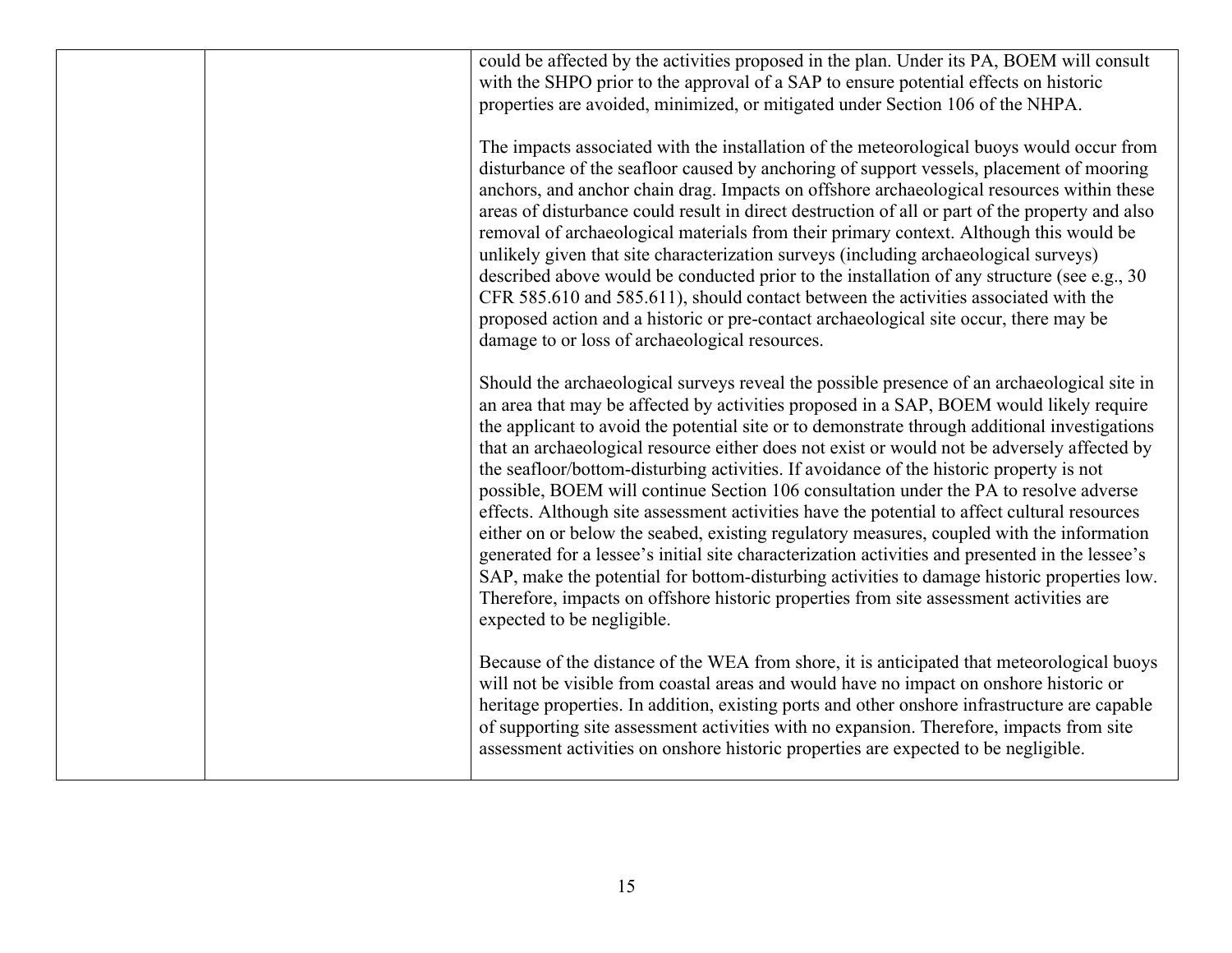|  |  | could be affected by the activities proposed in the plan. Under its PA, BOEM will consult with the SHPO prior to the approval of a SAP to ensure potential effects on historic properties are avoided, minimized, or mitigated under Section 106 of the NHPA.<br><br>The impacts associated with the installation of the meteorological buoys would occur from disturbance of the seafloor caused by anchoring of support vessels, placement of mooring anchors, and anchor chain drag. Impacts on offshore archaeological resources within these areas of disturbance could result in direct destruction of all or part of the property and also removal of archaeological materials from their primary context. Although this would be unlikely given that site characterization surveys (including archaeological surveys) described above would be conducted prior to the installation of any structure (see e.g., 30 CFR 585.610 and 585.611), should contact between the activities associated with the proposed action and a historic or pre-contact archaeological site occur, there may be damage to or loss of archaeological resources.<br><br>Should the archaeological surveys reveal the possible presence of an archaeological site in an area that may be affected by activities proposed in a SAP, BOEM would likely require the applicant to avoid the potential site or to demonstrate through additional investigations that an archaeological resource either does not exist or would not be adversely affected by the seafloor/bottom-disturbing activities. If avoidance of the historic property is not possible, BOEM will continue Section 106 consultation under the PA to resolve adverse effects. Although site assessment activities have the potential to affect cultural resources either on or below the seabed, existing regulatory measures, coupled with the information generated for a lessee's initial site characterization activities and presented in the lessee's SAP, make the potential for bottom-disturbing activities to damage historic properties low. Therefore, impacts on offshore historic properties from site assessment activities are expected to be negligible.<br><br>Because of the distance of the WEA from shore, it is anticipated that meteorological buoys will not be visible from coastal areas and would have no impact on onshore historic or heritage properties. In addition, existing ports and other onshore infrastructure are capable of supporting site assessment activities with no expansion. Therefore, impacts from site assessment activities on onshore historic properties are expected to be negligible. |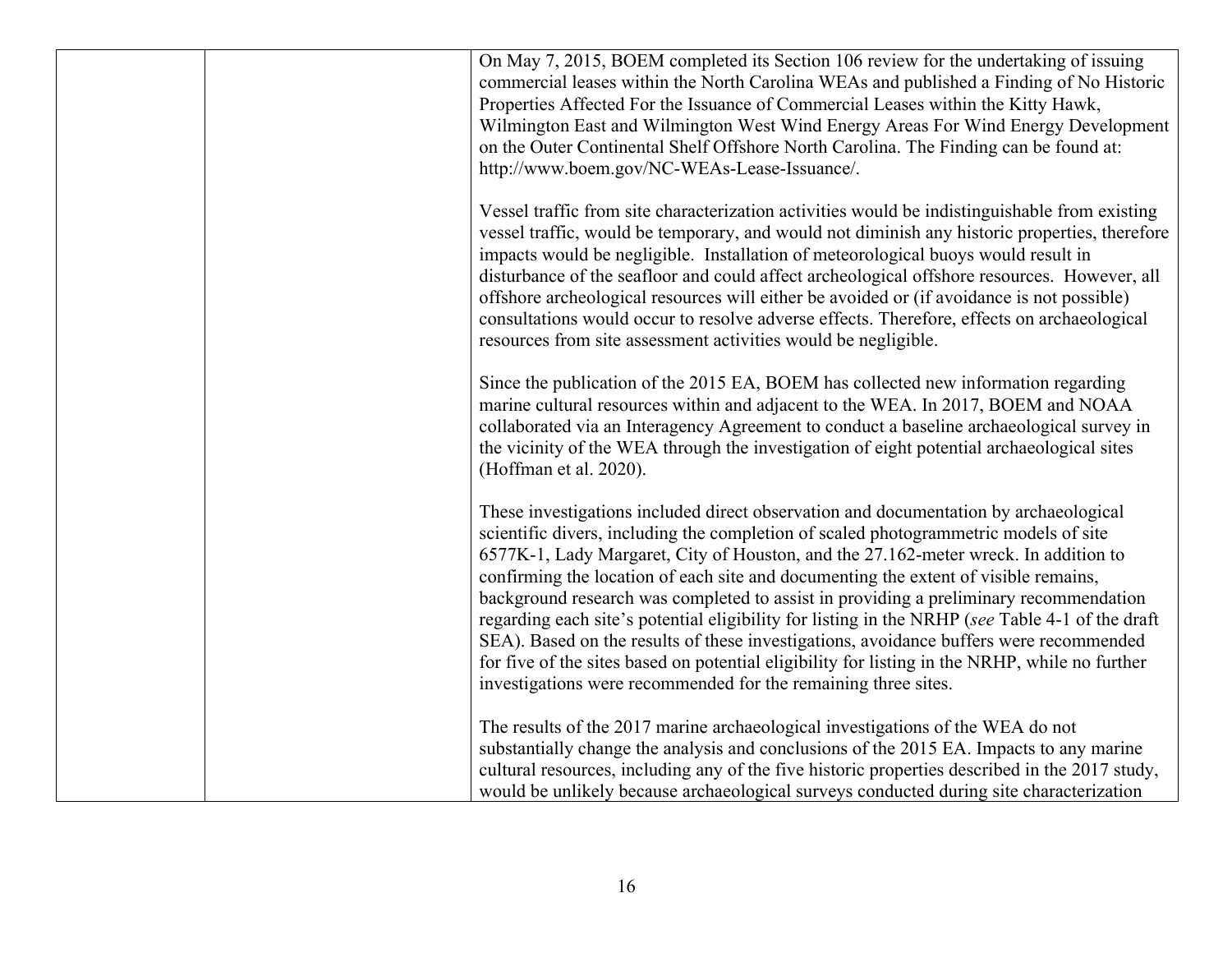| | | |
|---|---|---|
| | | On May 7, 2015, BOEM completed its Section 106 review for the undertaking of issuing commercial leases within the North Carolina WEAs and published a Finding of No Historic Properties Affected For the Issuance of Commercial Leases within the Kitty Hawk, Wilmington East and Wilmington West Wind Energy Areas For Wind Energy Development on the Outer Continental Shelf Offshore North Carolina. The Finding can be found at: http://www.boem.gov/NC-WEAs-Lease-Issuance/.<br><br>Vessel traffic from site characterization activities would be indistinguishable from existing vessel traffic, would be temporary, and would not diminish any historic properties, therefore impacts would be negligible. Installation of meteorological buoys would result in disturbance of the seafloor and could affect archeological offshore resources. However, all offshore archeological resources will either be avoided or (if avoidance is not possible) consultations would occur to resolve adverse effects. Therefore, effects on archaeological resources from site assessment activities would be negligible.<br><br>Since the publication of the 2015 EA, BOEM has collected new information regarding marine cultural resources within and adjacent to the WEA. In 2017, BOEM and NOAA collaborated via an Interagency Agreement to conduct a baseline archaeological survey in the vicinity of the WEA through the investigation of eight potential archaeological sites (Hoffman et al. 2020).<br><br>These investigations included direct observation and documentation by archaeological scientific divers, including the completion of scaled photogrammetric models of site 6577K-1, Lady Margaret, City of Houston, and the 27.162-meter wreck. In addition to confirming the location of each site and documenting the extent of visible remains, background research was completed to assist in providing a preliminary recommendation regarding each site's potential eligibility for listing in the NRHP (*see* Table 4-1 of the draft SEA). Based on the results of these investigations, avoidance buffers were recommended for five of the sites based on potential eligibility for listing in the NRHP, while no further investigations were recommended for the remaining three sites.<br><br>The results of the 2017 marine archaeological investigations of the WEA do not substantially change the analysis and conclusions of the 2015 EA. Impacts to any marine cultural resources, including any of the five historic properties described in the 2017 study, would be unlikely because archaeological surveys conducted during site characterization |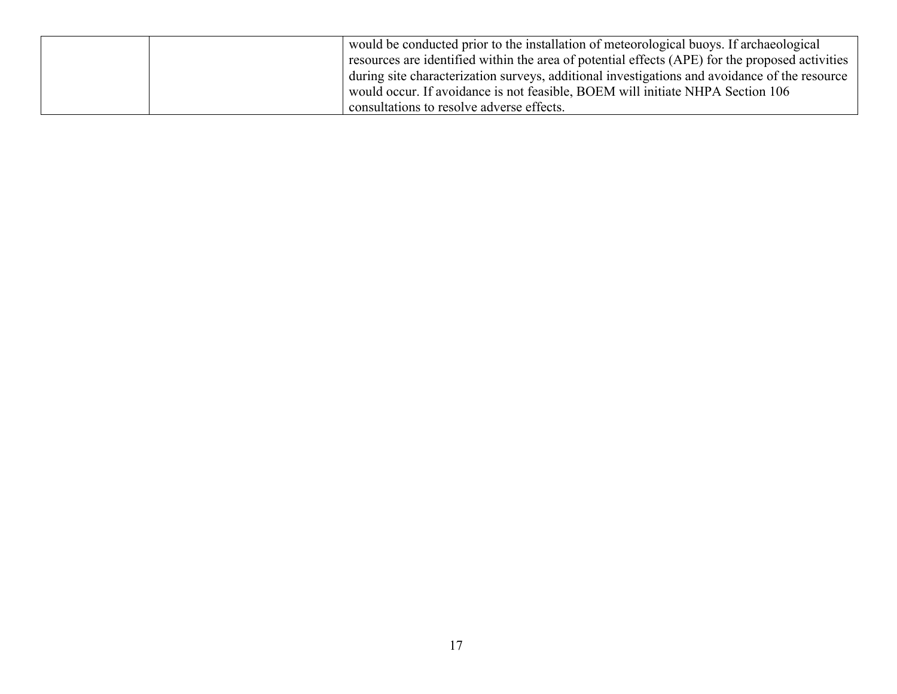| | | |
|---|---|---|
| | | would be conducted prior to the installation of meteorological buoys. If archaeological resources are identified within the area of potential effects (APE) for the proposed activities during site characterization surveys, additional investigations and avoidance of the resource would occur. If avoidance is not feasible, BOEM will initiate NHPA Section 106 consultations to resolve adverse effects. |